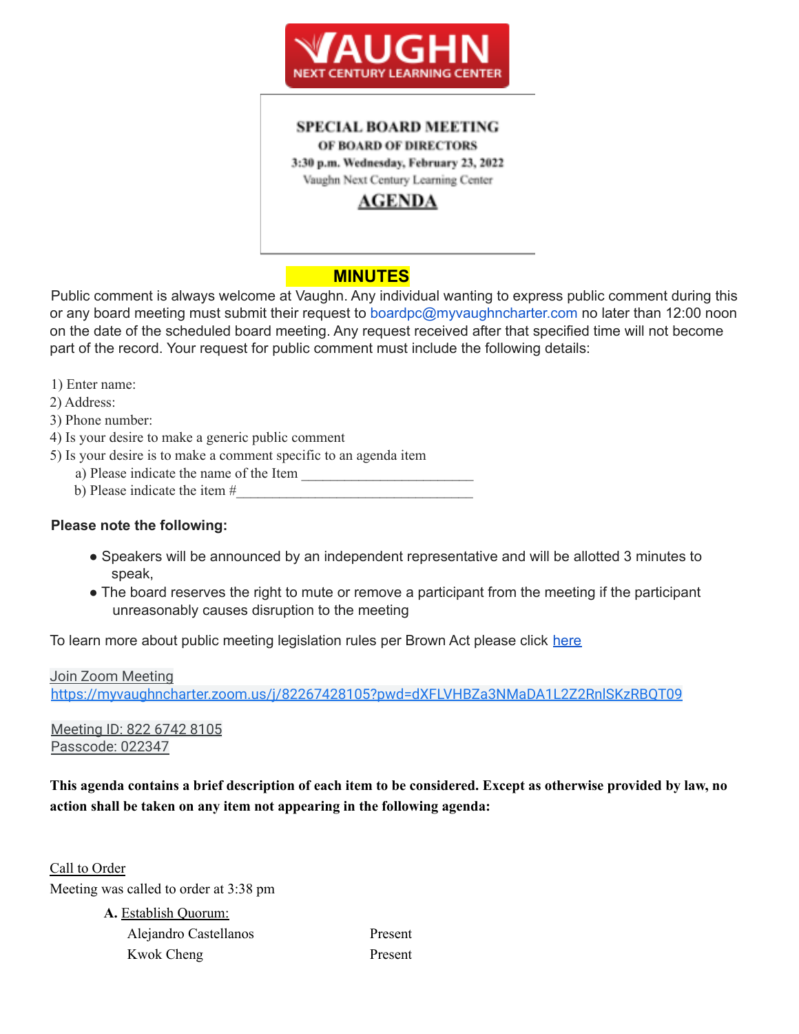**VAUGHN NEXT CENTURY LEARNING CENTER**

**SPECIAL BOARD MEETING**
**OF BOARD OF DIRECTORS**
**3:30 p.m. Wednesday, February 23, 2022**
Vaughn Next Century Learning Center

# AGENDA

## MINUTES

Public comment is always welcome at Vaughn. Any individual wanting to express public comment during this or any board meeting must submit their request to boardpc@myvaughncharter.com no later than 12:00 noon on the date of the scheduled board meeting. Any request received after that specified time will not become part of the record. Your request for public comment must include the following details:

1) Enter name:
2) Address:
3) Phone number:
4) Is your desire to make a generic public comment
5) Is your desire is to make a comment specific to an agenda item
   a) Please indicate the name of the Item ________________________
   b) Please indicate the item #________________________________

**Please note the following:**

- Speakers will be announced by an independent representative and will be allotted 3 minutes to speak,
- The board reserves the right to mute or remove a participant from the meeting if the participant unreasonably causes disruption to the meeting

To learn more about public meeting legislation rules per Brown Act please click here

Join Zoom Meeting
https://myvaughncharter.zoom.us/j/82267428105?pwd=dXFLVHBZa3NMaDA1L2Z2RnlSKzRBQT09

Meeting ID: 822 6742 8105
Passcode: 022347

**This agenda contains a brief description of each item to be considered. Except as otherwise provided by law, no action shall be taken on any item not appearing in the following agenda:**

Call to Order
Meeting was called to order at 3:38 pm

**A.** Establish Quorum:

| | |
|---|---|
| Alejandro Castellanos | Present |
| Kwok Cheng | Present |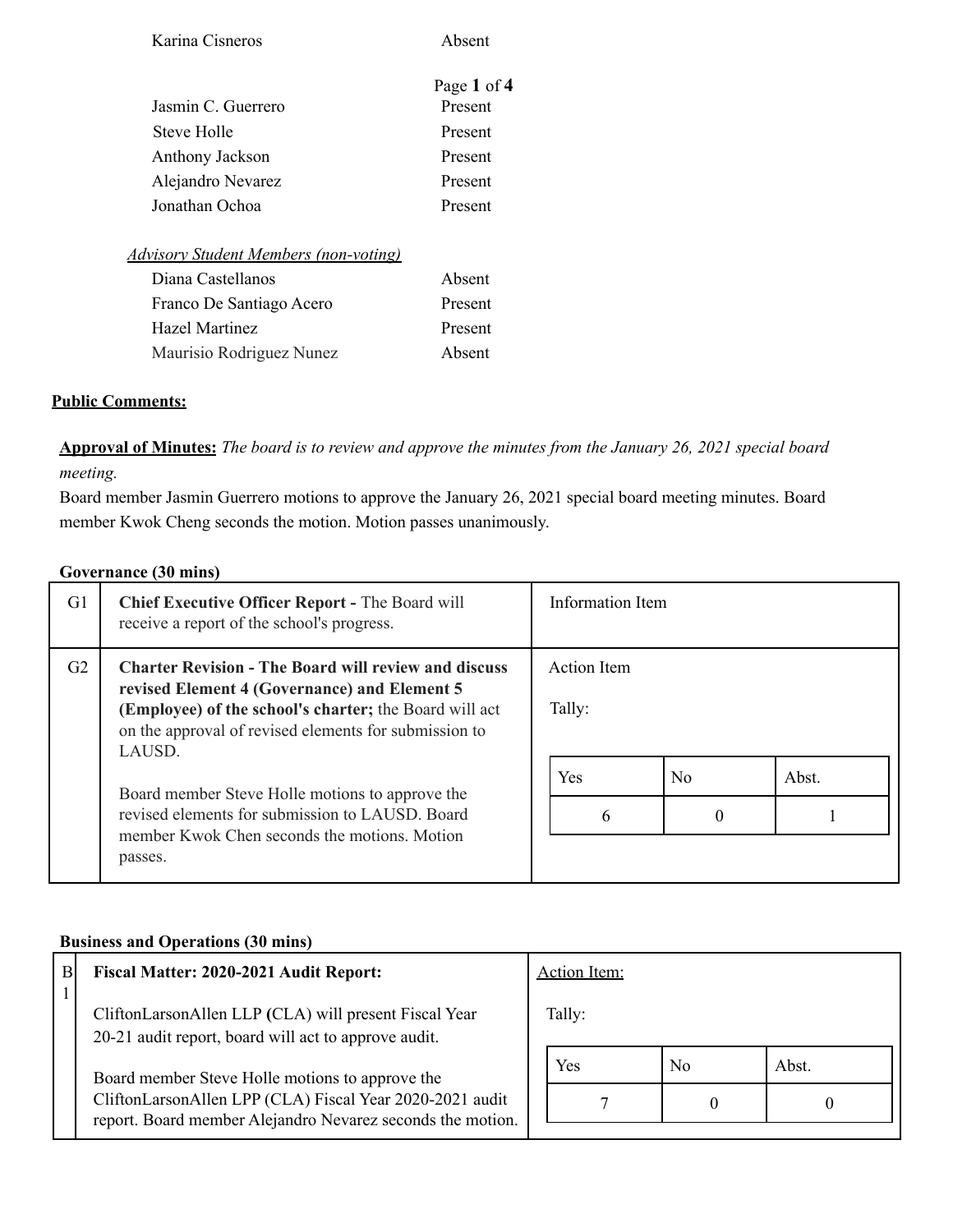| | |
|---|---|
| Karina Cisneros | Absent |
| Jasmin C. Guerrero | Present |
| Steve Holle | Present |
| Anthony Jackson | Present |
| Alejandro Nevarez | Present |
| Jonathan Ochoa | Present |

*Advisory Student Members (non-voting)*

| | |
|---|---|
| Diana Castellanos | Absent |
| Franco De Santiago Acero | Present |
| Hazel Martinez | Present |
| Maurisio Rodriguez Nunez | Absent |

**Public Comments:**

**Approval of Minutes:** *The board is to review and approve the minutes from the January 26, 2021 special board meeting.*

Board member Jasmin Guerrero motions to approve the January 26, 2021 special board meeting minutes. Board member Kwok Cheng seconds the motion. Motion passes unanimously.

**Governance (30 mins)**

| | | |
|---|---|---|
| G1 | **Chief Executive Officer Report -** The Board will receive a report of the school's progress. | Information Item |
| G2 | **Charter Revision - The Board will review and discuss revised Element 4 (Governance) and Element 5 (Employee) of the school's charter;** the Board will act on the approval of revised elements for submission to LAUSD.<br><br>Board member Steve Holle motions to approve the revised elements for submission to LAUSD. Board member Kwok Chen seconds the motions. Motion passes. | Action Item<br><br>Tally:<br><br>Yes: 6 / No: 0 / Abst.: 1 |

**Business and Operations (30 mins)**

| | | |
|---|---|---|
| B1 | **Fiscal Matter: 2020-2021 Audit Report:**<br><br>CliftonLarsonAllen LLP **(**CLA) will present Fiscal Year 20-21 audit report, board will act to approve audit.<br><br>Board member Steve Holle motions to approve the CliftonLarsonAllen LPP (CLA) Fiscal Year 2020-2021 audit report. Board member Alejandro Nevarez seconds the motion. | <u>Action Item:</u><br><br>Tally:<br><br>Yes: 7 / No: 0 / Abst.: 0 |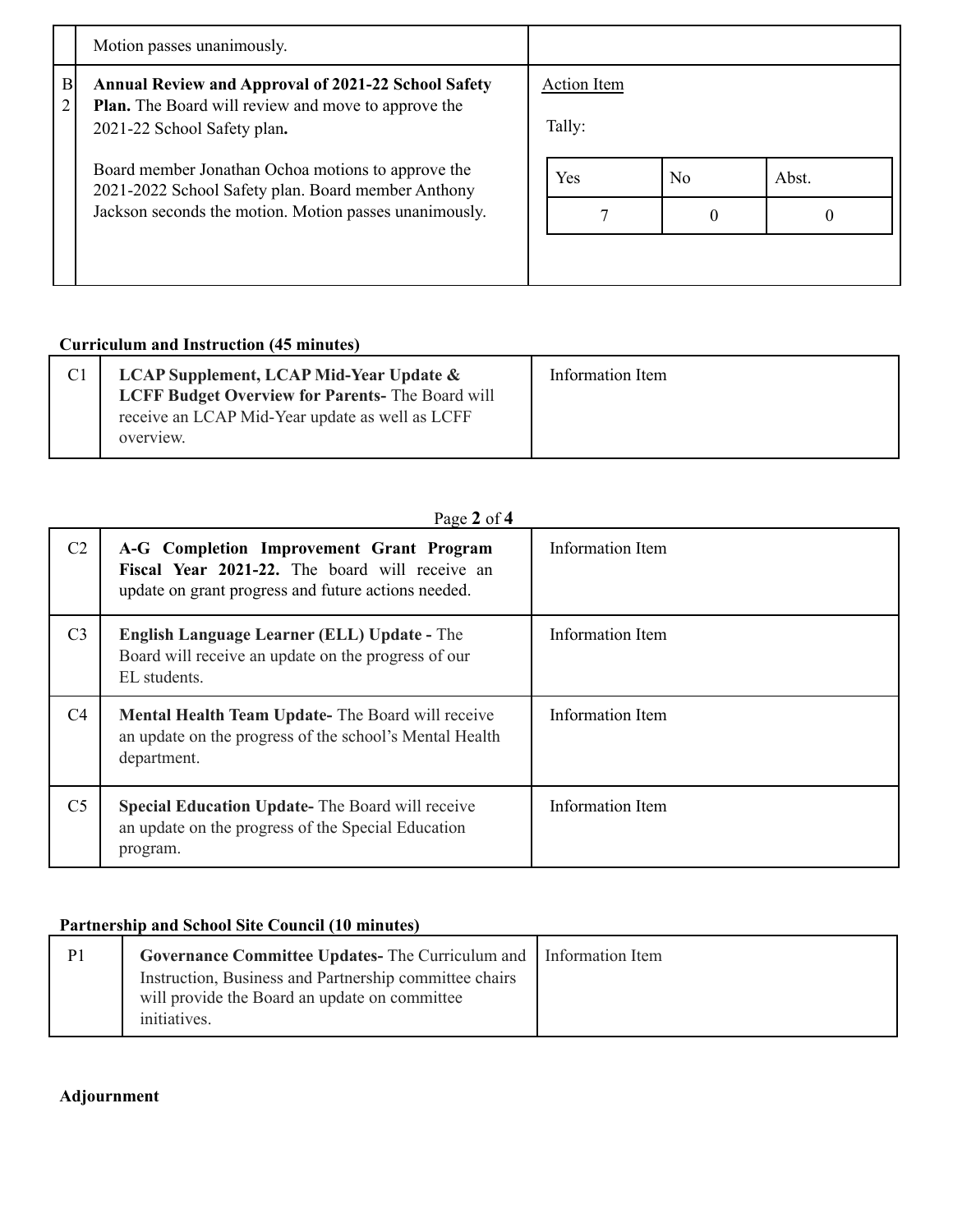| | | |
|---|---|---|
| | Motion passes unanimously. | |
| B2 | **Annual Review and Approval of 2021-22 School Safety Plan.** The Board will review and move to approve the 2021-22 School Safety plan**.**<br><br>Board member Jonathan Ochoa motions to approve the 2021-2022 School Safety plan. Board member Anthony Jackson seconds the motion. Motion passes unanimously. | Action Item<br><br>Tally:<br><br>Yes: 7 / No: 0 / Abst.: 0 |

**Curriculum and Instruction (45 minutes)**

| | | |
|---|---|---|
| C1 | **LCAP Supplement, LCAP Mid-Year Update & LCFF Budget Overview for Parents-** The Board will receive an LCAP Mid-Year update as well as LCFF overview. | Information Item |
| C2 | **A-G Completion Improvement Grant Program Fiscal Year 2021-22.** The board will receive an update on grant progress and future actions needed. | Information Item |
| C3 | **English Language Learner (ELL) Update -** The Board will receive an update on the progress of our EL students. | Information Item |
| C4 | **Mental Health Team Update-** The Board will receive an update on the progress of the school's Mental Health department. | Information Item |
| C5 | **Special Education Update-** The Board will receive an update on the progress of the Special Education program. | Information Item |

**Partnership and School Site Council (10 minutes)**

| | | |
|---|---|---|
| P1 | **Governance Committee Updates-** The Curriculum and Instruction, Business and Partnership committee chairs will provide the Board an update on committee initiatives. | Information Item |

**Adjournment**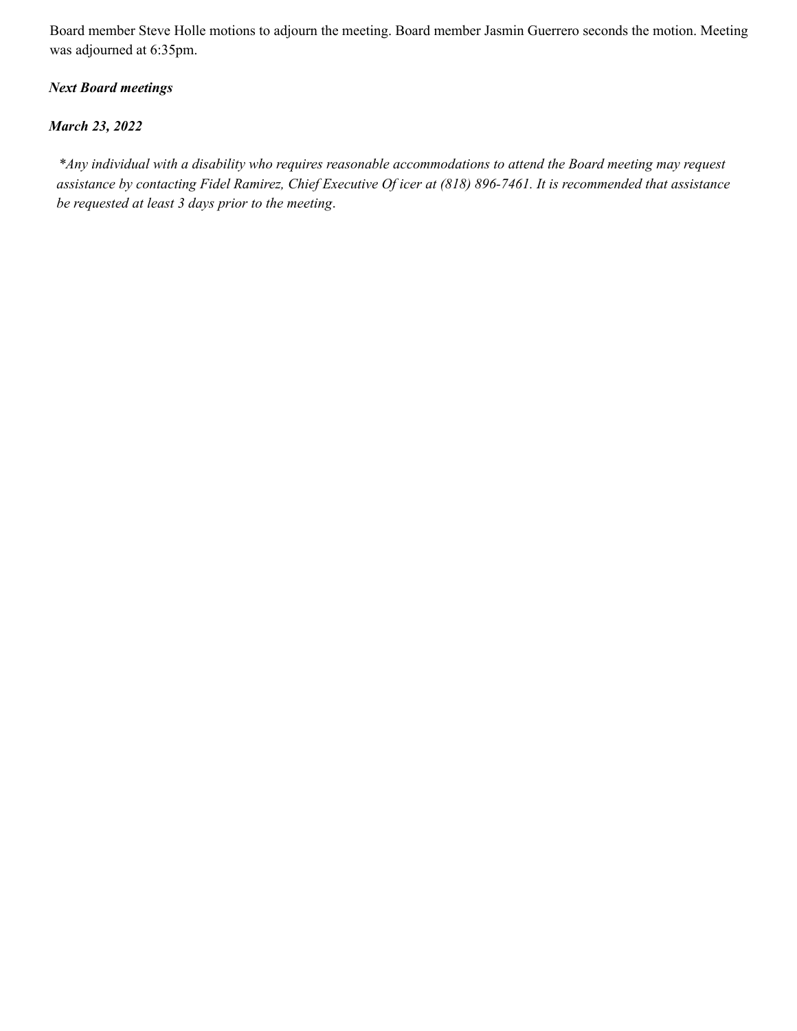Board member Steve Holle motions to adjourn the meeting. Board member Jasmin Guerrero seconds the motion. Meeting was adjourned at 6:35pm.

***Next Board meetings***

***March 23, 2022***

*\*Any individual with a disability who requires reasonable accommodations to attend the Board meeting may request assistance by contacting Fidel Ramirez, Chief Executive Of icer at (818) 896-7461. It is recommended that assistance be requested at least 3 days prior to the meeting*.